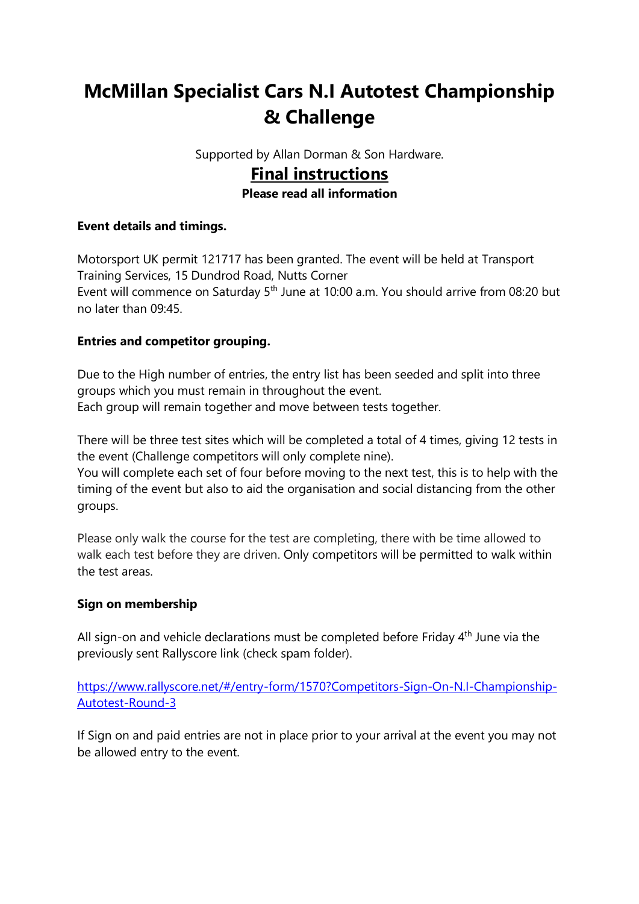# McMillan Specialist Cars N.I Autotest Championship & Challenge

Supported by Allan Dorman & Son Hardware.

## Final instructions

**Please read all information**

**Event details and timings.**

Motorsport UK permit 121717 has been granted. The event will be held at Transport Training Services, 15 Dundrod Road, Nutts Corner
Event will commence on Saturday 5th June at 10:00 a.m. You should arrive from 08:20 but no later than 09:45.

**Entries and competitor grouping.**

Due to the High number of entries, the entry list has been seeded and split into three groups which you must remain in throughout the event.
Each group will remain together and move between tests together.

There will be three test sites which will be completed a total of 4 times, giving 12 tests in the event (Challenge competitors will only complete nine).
You will complete each set of four before moving to the next test, this is to help with the timing of the event but also to aid the organisation and social distancing from the other groups.

Please only walk the course for the test are completing, there with be time allowed to walk each test before they are driven. Only competitors will be permitted to walk within the test areas.

**Sign on membership**

All sign-on and vehicle declarations must be completed before Friday 4th June via the previously sent Rallyscore link (check spam folder).

[https://www.rallyscore.net/#/entry-form/1570?Competitors-Sign-On-N.I-Championship-Autotest-Round-3](https://www.rallyscore.net/#/entry-form/1570?Competitors-Sign-On-N.I-Championship-Autotest-Round-3)

If Sign on and paid entries are not in place prior to your arrival at the event you may not be allowed entry to the event.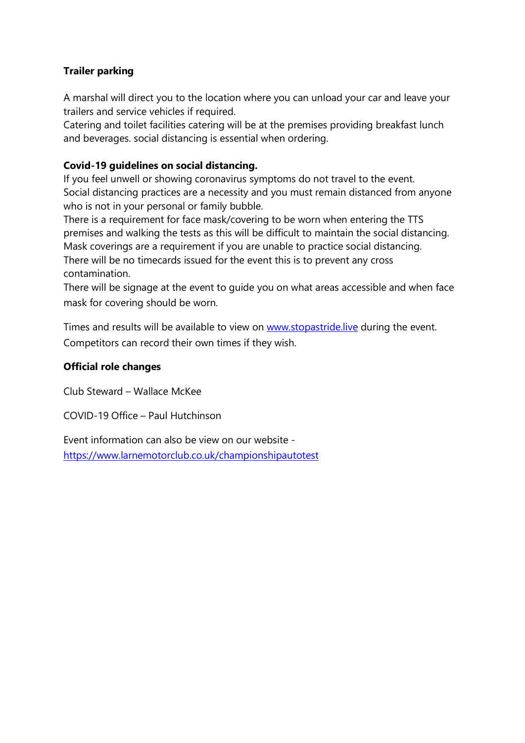**Trailer parking**

A marshal will direct you to the location where you can unload your car and leave your trailers and service vehicles if required.
Catering and toilet facilities catering will be at the premises providing breakfast lunch and beverages. social distancing is essential when ordering.

**Covid-19 guidelines on social distancing.**
If you feel unwell or showing coronavirus symptoms do not travel to the event.
Social distancing practices are a necessity and you must remain distanced from anyone who is not in your personal or family bubble.
There is a requirement for face mask/covering to be worn when entering the TTS premises and walking the tests as this will be difficult to maintain the social distancing.
Mask coverings are a requirement if you are unable to practice social distancing.
There will be no timecards issued for the event this is to prevent any cross contamination.
There will be signage at the event to guide you on what areas accessible and when face mask for covering should be worn.

Times and results will be available to view on [www.stopastride.live](www.stopastride.live) during the event.
Competitors can record their own times if they wish.

**Official role changes**

Club Steward – Wallace McKee

COVID-19 Office – Paul Hutchinson

Event information can also be view on our website - [https://www.larnemotorclub.co.uk/championshipautotest](https://www.larnemotorclub.co.uk/championshipautotest)